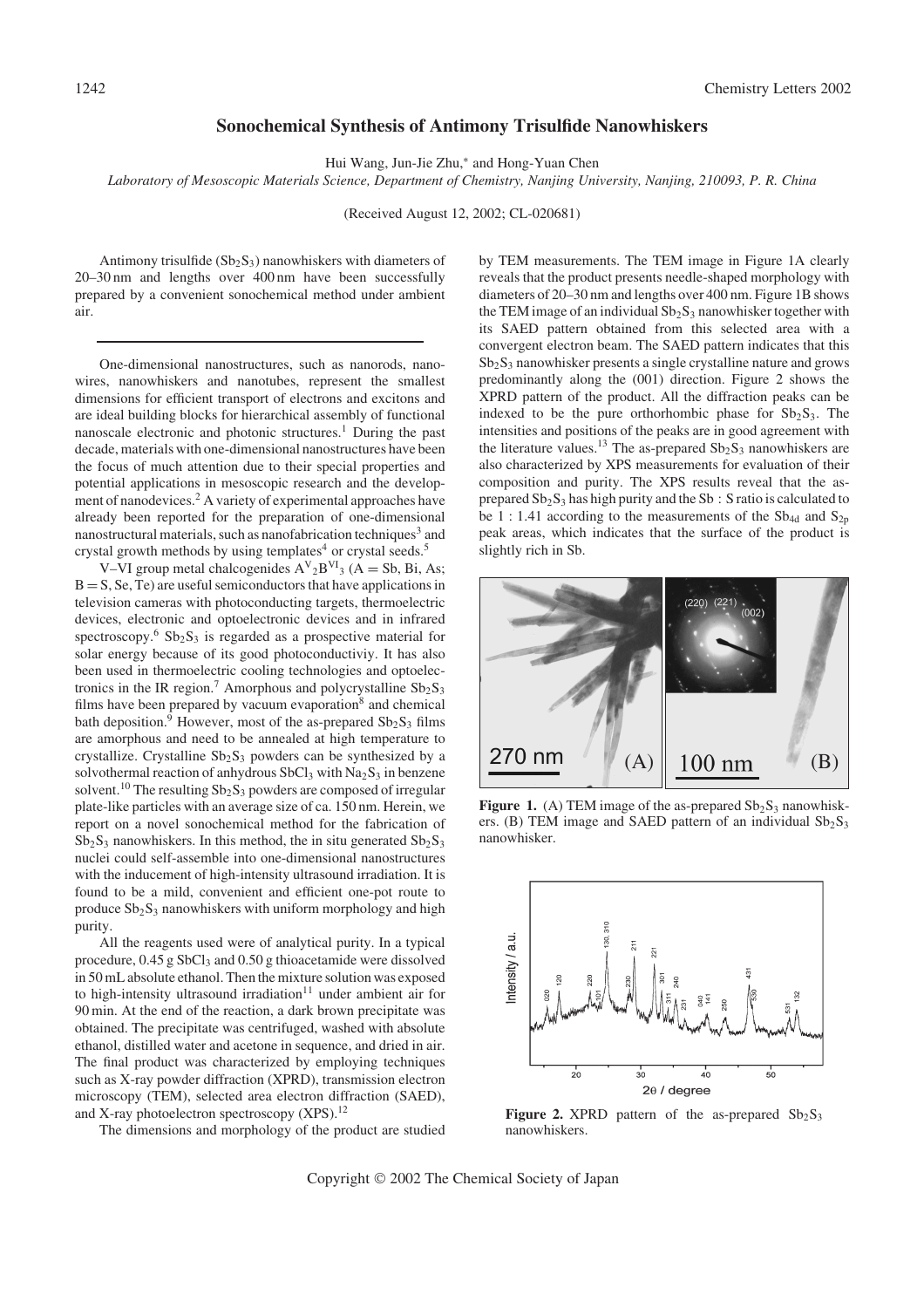# Sonochemical Synthesis of Antimony Trisulfide Nanowhiskers

Hui Wang, Jun-Jie Zhu,* and Hong-Yuan Chen

*Laboratory of Mesoscopic Materials Science, Department of Chemistry, Nanjing University, Nanjing, 210093, P. R. China*

(Received August 12, 2002; CL-020681)

Antimony trisulfide ($Sb_2S_3$) nanowhiskers with diameters of 20–30 nm and lengths over 400 nm have been successfully prepared by a convenient sonochemical method under ambient air.

---

One-dimensional nanostructures, such as nanorods, nanowires, nanowhiskers and nanotubes, represent the smallest dimensions for efficient transport of electrons and excitons and are ideal building blocks for hierarchical assembly of functional nanoscale electronic and photonic structures.[1] During the past decade, materials with one-dimensional nanostructures have been the focus of much attention due to their special properties and potential applications in mesoscopic research and the development of nanodevices.[2] A variety of experimental approaches have already been reported for the preparation of one-dimensional nanostructural materials, such as nanofabrication techniques[3] and crystal growth methods by using templates[4] or crystal seeds.[5]

V–VI group metal chalcogenides $A^{V}_2B^{VI}_3$ ($A = Sb, Bi, As$; $B = S, Se, Te$) are useful semiconductors that have applications in television cameras with photoconducting targets, thermoelectric devices, electronic and optoelectronic devices and in infrared spectroscopy.[6] $Sb_2S_3$ is regarded as a prospective material for solar energy because of its good photoconductiviy. It has also been used in thermoelectric cooling technologies and optoelectronics in the IR region.[7] Amorphous and polycrystalline $Sb_2S_3$ films have been prepared by vacuum evaporation[8] and chemical bath deposition.[9] However, most of the as-prepared $Sb_2S_3$ films are amorphous and need to be annealed at high temperature to crystallize. Crystalline $Sb_2S_3$ powders can be synthesized by a solvothermal reaction of anhydrous $SbCl_3$ with $Na_2S_3$ in benzene solvent.[10] The resulting $Sb_2S_3$ powders are composed of irregular plate-like particles with an average size of ca. 150 nm. Herein, we report on a novel sonochemical method for the fabrication of $Sb_2S_3$ nanowhiskers. In this method, the in situ generated $Sb_2S_3$ nuclei could self-assemble into one-dimensional nanostructures with the inducement of high-intensity ultrasound irradiation. It is found to be a mild, convenient and efficient one-pot route to produce $Sb_2S_3$ nanowhiskers with uniform morphology and high purity.

All the reagents used were of analytical purity. In a typical procedure, 0.45 g $SbCl_3$ and 0.50 g thioacetamide were dissolved in 50 mL absolute ethanol. Then the mixture solution was exposed to high-intensity ultrasound irradiation[11] under ambient air for 90 min. At the end of the reaction, a dark brown precipitate was obtained. The precipitate was centrifuged, washed with absolute ethanol, distilled water and acetone in sequence, and dried in air. The final product was characterized by employing techniques such as X-ray powder diffraction (XPRD), transmission electron microscopy (TEM), selected area electron diffraction (SAED), and X-ray photoelectron spectroscopy (XPS).[12]

The dimensions and morphology of the product are studied by TEM measurements. The TEM image in Figure 1A clearly reveals that the product presents needle-shaped morphology with diameters of 20–30 nm and lengths over 400 nm. Figure 1B shows the TEM image of an individual $Sb_2S_3$ nanowhisker together with its SAED pattern obtained from this selected area with a convergent electron beam. The SAED pattern indicates that this $Sb_2S_3$ nanowhisker presents a single crystalline nature and grows predominantly along the (001) direction. Figure 2 shows the XPRD pattern of the product. All the diffraction peaks can be indexed to be the pure orthorhombic phase for $Sb_2S_3$. The intensities and positions of the peaks are in good agreement with the literature values.[13] The as-prepared $Sb_2S_3$ nanowhiskers are also characterized by XPS measurements for evaluation of their composition and purity. The XPS results reveal that the as-prepared $Sb_2S_3$ has high purity and the Sb : S ratio is calculated to be 1 : 1.41 according to the measurements of the $Sb_{4d}$ and $S_{2p}$ peak areas, which indicates that the surface of the product is slightly rich in Sb.

**Figure 1.** (A) TEM image of the as-prepared $Sb_2S_3$ nanowhiskers. (B) TEM image and SAED pattern of an individual $Sb_2S_3$ nanowhisker.

**Figure 2.** XPRD pattern of the as-prepared $Sb_2S_3$ nanowhiskers.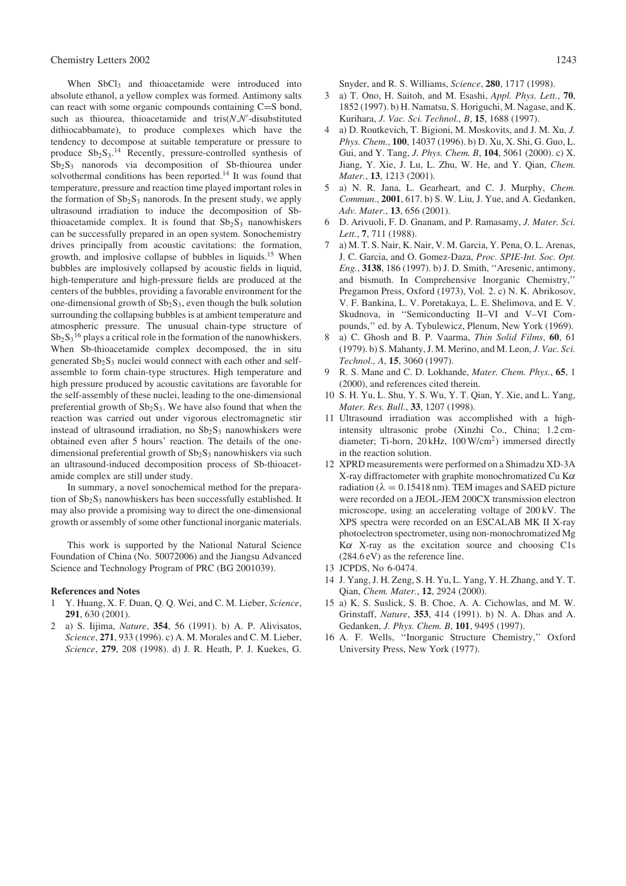When $SbCl_3$ and thioacetamide were introduced into absolute ethanol, a yellow complex was formed. Antimony salts can react with some organic compounds containing C=S bond, such as thiourea, thioacetamide and tris(*N*,*N*′-disubstituted dithiocabbamate), to produce complexes which have the tendency to decompose at suitable temperature or pressure to produce $Sb_2S_3$.[14] Recently, pressure-controlled synthesis of $Sb_2S_3$ nanorods via decomposition of Sb-thiourea under solvothermal conditions has been reported.[14] It was found that temperature, pressure and reaction time played important roles in the formation of $Sb_2S_3$ nanorods. In the present study, we apply ultrasound irradiation to induce the decomposition of Sb-thioacetamide complex. It is found that $Sb_2S_3$ nanowhiskers can be successfully prepared in an open system. Sonochemistry drives principally from acoustic cavitations: the formation, growth, and implosive collapse of bubbles in liquids.[15] When bubbles are implosively collapsed by acoustic fields in liquid, high-temperature and high-pressure fields are produced at the centers of the bubbles, providing a favorable environment for the one-dimensional growth of $Sb_2S_3$, even though the bulk solution surrounding the collapsing bubbles is at ambient temperature and atmospheric pressure. The unusual chain-type structure of $Sb_2S_3$[16] plays a critical role in the formation of the nanowhiskers. When Sb-thioacetamide complex decomposed, the in situ generated $Sb_2S_3$ nuclei would connect with each other and self-assemble to form chain-type structures. High temperature and high pressure produced by acoustic cavitations are favorable for the self-assembly of these nuclei, leading to the one-dimensional preferential growth of $Sb_2S_3$. We have also found that when the reaction was carried out under vigorous electromagnetic stir instead of ultrasound irradiation, no $Sb_2S_3$ nanowhiskers were obtained even after 5 hours' reaction. The details of the one-dimensional preferential growth of $Sb_2S_3$ nanowhiskers via such an ultrasound-induced decomposition process of Sb-thioacetamide complex are still under study.

In summary, a novel sonochemical method for the preparation of $Sb_2S_3$ nanowhiskers has been successfully established. It may also provide a promising way to direct the one-dimensional growth or assembly of some other functional inorganic materials.

This work is supported by the National Natural Science Foundation of China (No. 50072006) and the Jiangsu Advanced Science and Technology Program of PRC (BG 2001039).

#### References and Notes

1. Y. Huang, X. F. Duan, Q. Q. Wei, and C. M. Lieber, *Science*, **291**, 630 (2001).
2. a) S. Iijima, *Nature*, **354**, 56 (1991). b) A. P. Alivisatos, *Science*, **271**, 933 (1996). c) A. M. Morales and C. M. Lieber, *Science*, **279**, 208 (1998). d) J. R. Heath, P. J. Kuekes, G. Snyder, and R. S. Williams, *Science*, **280**, 1717 (1998).
3. a) T. Ono, H. Saitoh, and M. Esashi, *Appl. Phys. Lett.*, **70**, 1852 (1997). b) H. Namatsu, S. Horiguchi, M. Nagase, and K. Kurihara, *J. Vac. Sci. Technol., B*, **15**, 1688 (1997).
4. a) D. Routkevich, T. Bigioni, M. Moskovits, and J. M. Xu, *J. Phys. Chem.*, **100**, 14037 (1996). b) D. Xu, X. Shi, G. Guo, L. Gui, and Y. Tang, *J. Phys. Chem. B*, **104**, 5061 (2000). c) X. Jiang, Y. Xie, J. Lu, L. Zhu, W. He, and Y. Qian, *Chem. Mater.*, **13**, 1213 (2001).
5. a) N. R. Jana, L. Gearheart, and C. J. Murphy, *Chem. Commun.*, **2001**, 617. b) S. W. Liu, J. Yue, and A. Gedanken, *Adv. Mater.*, **13**, 656 (2001).
6. D. Arivuoli, F. D. Gnanam, and P. Ramasamy, *J. Mater. Sci. Lett.*, **7**, 711 (1988).
7. a) M. T. S. Nair, K. Nair, V. M. Garcia, Y. Pena, O. L. Arenas, J. C. Garcia, and O. Gomez-Daza, *Proc. SPIE-Int. Soc. Opt. Eng.*, **3138**, 186 (1997). b) J. D. Smith, "Aresenic, antimony, and bismuth. In Comprehensive Inorganic Chemistry," Pregamon Press, Oxford (1973), Vol. 2. c) N. K. Abrikosov, V. F. Bankina, L. V. Poretakaya, L. E. Shelimova, and E. V. Skudnova, in "Semiconducting II–VI and V–VI Compounds," ed. by A. Tybulewicz, Plenum, New York (1969).
8. a) C. Ghosh and B. P. Vaarma, *Thin Solid Films*, **60**, 61 (1979). b) S. Mahanty, J. M. Merino, and M. Leon, *J. Vac. Sci. Technol., A*, **15**, 3060 (1997).
9. R. S. Mane and C. D. Lokhande, *Mater. Chem. Phys.*, **65**, 1 (2000), and references cited therein.
10. S. H. Yu, L. Shu, Y. S. Wu, Y. T. Qian, Y. Xie, and L. Yang, *Mater. Res. Bull.*, **33**, 1207 (1998).
11. Ultrasound irradiation was accomplished with a high-intensity ultrasonic probe (Xinzhi Co., China; 1.2 cm-diameter; Ti-horn, 20 kHz, 100 W/cm$^2$) immersed directly in the reaction solution.
12. XPRD measurements were performed on a Shimadzu XD-3A X-ray diffractometer with graphite monochromatized Cu K$\alpha$ radiation ($\lambda = 0.15418$ nm). TEM images and SAED picture were recorded on a JEOL-JEM 200CX transmission electron microscope, using an accelerating voltage of 200 kV. The XPS spectra were recorded on an ESCALAB MK II X-ray photoelectron spectrometer, using non-monochromatized Mg K$\alpha$ X-ray as the excitation source and choosing C1s (284.6 eV) as the reference line.
13. JCPDS, No 6-0474.
14. J. Yang, J. H. Zeng, S. H. Yu, L. Yang, Y. H. Zhang, and Y. T. Qian, *Chem. Mater.*, **12**, 2924 (2000).
15. a) K. S. Suslick, S. B. Choe, A. A. Cichowlas, and M. W. Grinstaff, *Nature*, **353**, 414 (1991). b) N. A. Dhas and A. Gedanken, *J. Phys. Chem. B*, **101**, 9495 (1997).
16. A. F. Wells, "Inorganic Structure Chemistry," Oxford University Press, New York (1977).